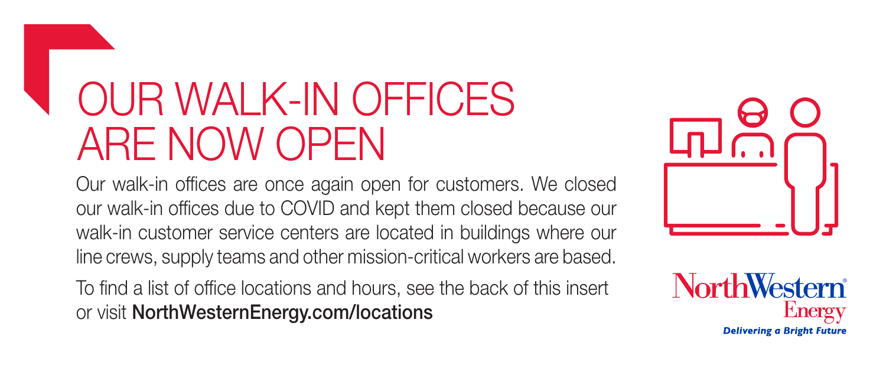# OUR WALK-IN OFFICES ARE NOW OPEN

Our walk-in offices are once again open for customers. We closed our walk-in offices due to COVID and kept them closed because our walk-in customer service centers are located in buildings where our line crews, supply teams and other mission-critical workers are based.

To find a list of office locations and hours, see the back of this insert or visit **NorthWesternEnergy.com/locations**

NorthWestern® Energy

*Delivering a Bright Future*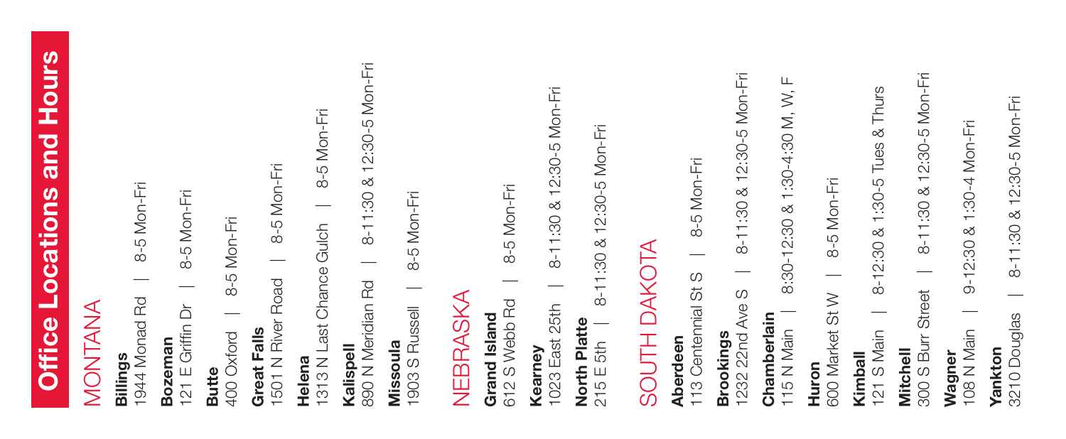# Office Locations and Hours

## MONTANA

**Billings**
1944 Monad Rd | 8-5 Mon-Fri

**Bozeman**
121 E Griffin Dr | 8-5 Mon-Fri

**Butte**
400 Oxford | 8-5 Mon-Fri

**Great Falls**
1501 N River Road | 8-5 Mon-Fri

**Helena**
1313 N Last Chance Gulch | 8-5 Mon-Fri

**Kalispell**
890 N Meridian Rd | 8-11:30 & 12:30-5 Mon-Fri

**Missoula**
1903 S Russell | 8-5 Mon-Fri

## NEBRASKA

**Grand Island**
612 S Webb Rd | 8-5 Mon-Fri

**Kearney**
1023 East 25th | 8-11:30 & 12:30-5 Mon-Fri

**North Platte**
215 E 5th | 8-11:30 & 12:30-5 Mon-Fri

## SOUTH DAKOTA

**Aberdeen**
113 Centennial St S | 8-5 Mon-Fri

**Brookings**
1232 22nd Ave S | 8-11:30 & 12:30-5 Mon-Fri

**Chamberlain**
115 N Main | 8:30-12:30 & 1:30-4:30 M, W, F

**Huron**
600 Market St W | 8-5 Mon-Fri

**Kimball**
121 S Main | 8-12:30 & 1:30-5 Tues & Thurs

**Mitchell**
300 S Burr Street | 8-11:30 & 12:30-5 Mon-Fri

**Wagner**
108 N Main | 9-12:30 & 1:30-4 Mon-Fri

**Yankton**
3210 Douglas | 8-11:30 & 12:30-5 Mon-Fri